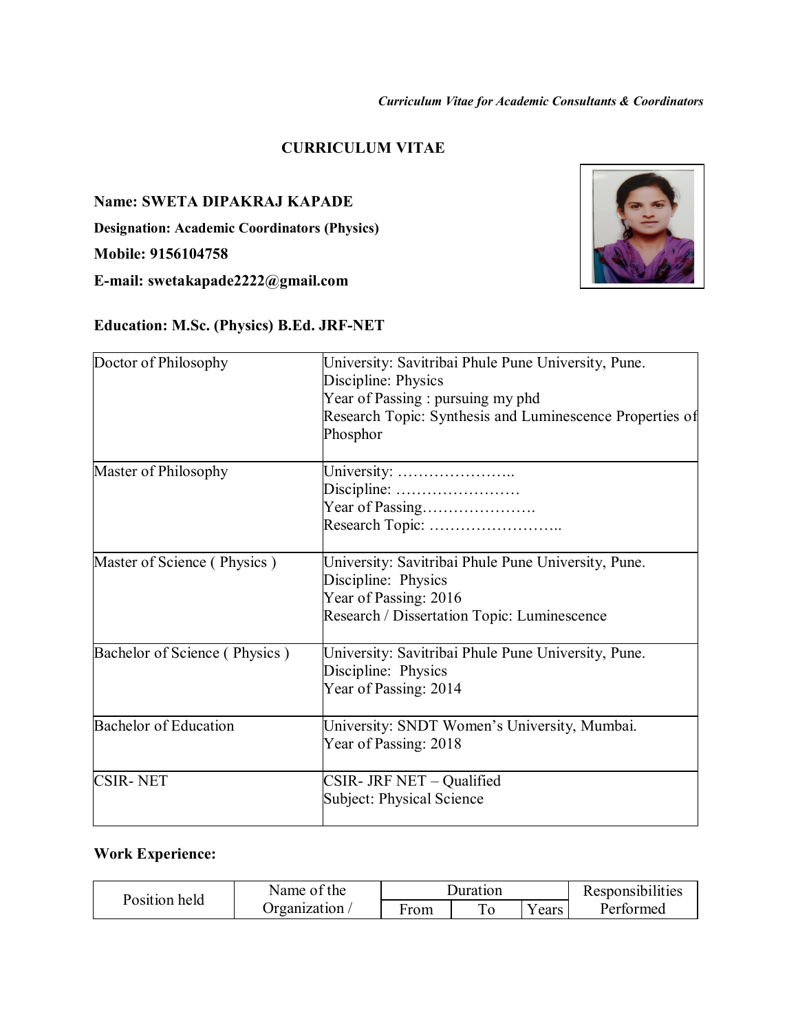*Curriculum Vitae for Academic Consultants & Coordinators*

# CURRICULUM VITAE

**Name: SWETA DIPAKRAJ KAPADE**

**Designation: Academic Coordinators (Physics)**

**Mobile: 9156104758**

**E-mail: swetakapade2222@gmail.com**

**Education: M.Sc. (Physics) B.Ed. JRF-NET**

| | |
|---|---|
| Doctor of Philosophy | University: Savitribai Phule Pune University, Pune.<br>Discipline: Physics<br>Year of Passing : pursuing my phd<br>Research Topic: Synthesis and Luminescence Properties of Phosphor |
| Master of Philosophy | University: …………………..<br>Discipline: ……………………<br>Year of Passing………………….<br>Research Topic: …………………….. |
| Master of Science ( Physics ) | University: Savitribai Phule Pune University, Pune.<br>Discipline: Physics<br>Year of Passing: 2016<br>Research / Dissertation Topic: Luminescence |
| Bachelor of Science ( Physics ) | University: Savitribai Phule Pune University, Pune.<br>Discipline: Physics<br>Year of Passing: 2014 |
| Bachelor of Education | University: SNDT Women's University, Mumbai.<br>Year of Passing: 2018 |
| CSIR- NET | CSIR- JRF NET – Qualified<br>Subject: Physical Science |

**Work Experience:**

| Position held | Name of the Organization / | Duration | | | Responsibilities Performed |
|---|---|---|---|---|---|
| | | From | To | Years | |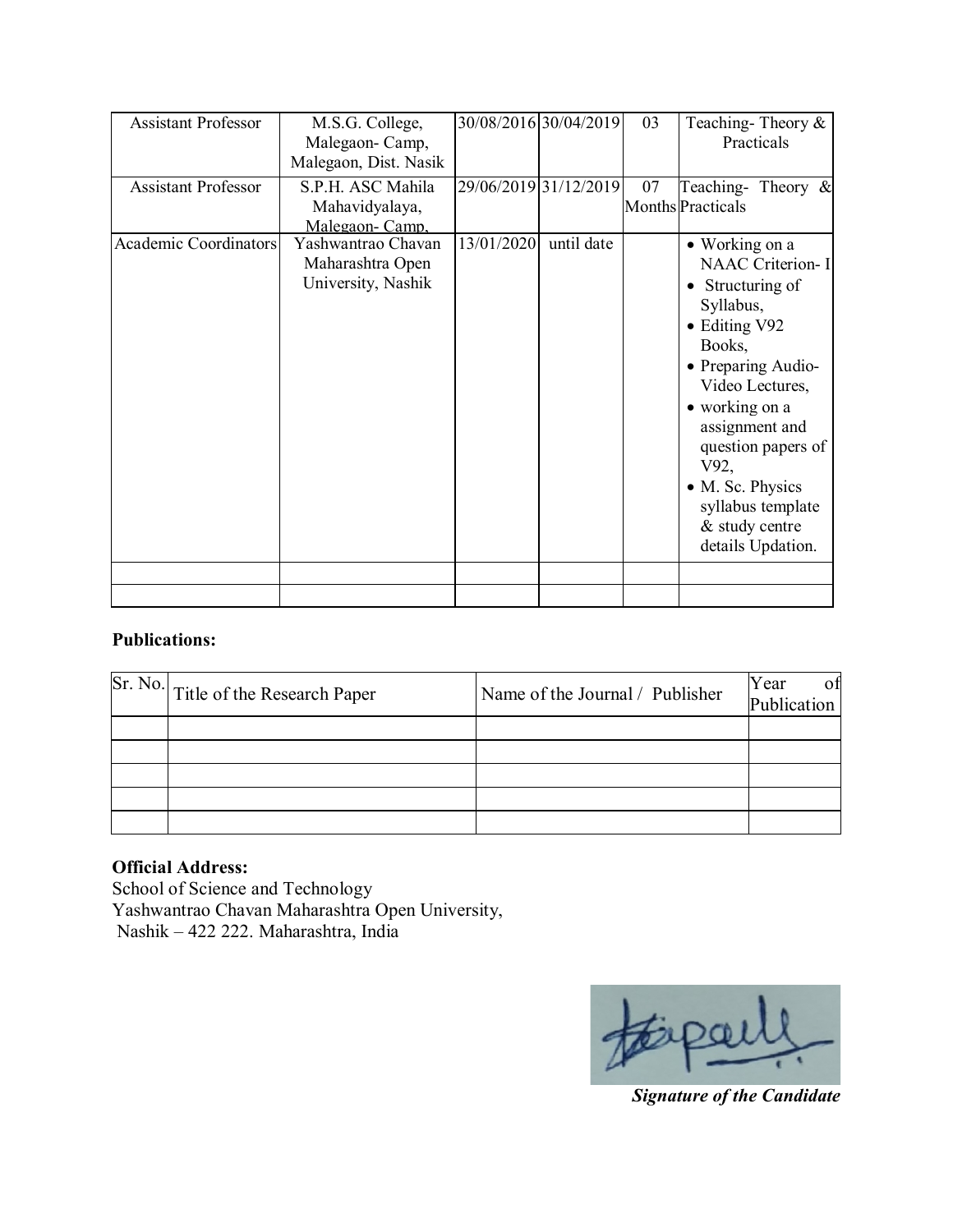| | | | | | |
|---|---|---|---|---|---|
| Assistant Professor | M.S.G. College, Malegaon- Camp, Malegaon, Dist. Nasik | 30/08/2016 | 30/04/2019 | 03 | Teaching- Theory & Practicals |
| Assistant Professor | S.P.H. ASC Mahila Mahavidyalaya, Malegaon- Camp. | 29/06/2019 | 31/12/2019 | 07 Months | Teaching- Theory & Practicals |
| Academic Coordinators | Yashwantrao Chavan Maharashtra Open University, Nashik | 13/01/2020 | until date | | • Working on a NAAC Criterion- I<br>• Structuring of Syllabus,<br>• Editing V92 Books,<br>• Preparing Audio-Video Lectures,<br>• working on a assignment and question papers of V92,<br>• M. Sc. Physics syllabus template & study centre details Updation. |
| | | | | | |
| | | | | | |

**Publications:**

| Sr. No. | Title of the Research Paper | Name of the Journal / Publisher | Year of Publication |
|---|---|---|---|
| | | | |
| | | | |
| | | | |
| | | | |
| | | | |

**Official Address:**
School of Science and Technology
Yashwantrao Chavan Maharashtra Open University,
Nashik – 422 222. Maharashtra, India

***Signature of the Candidate***